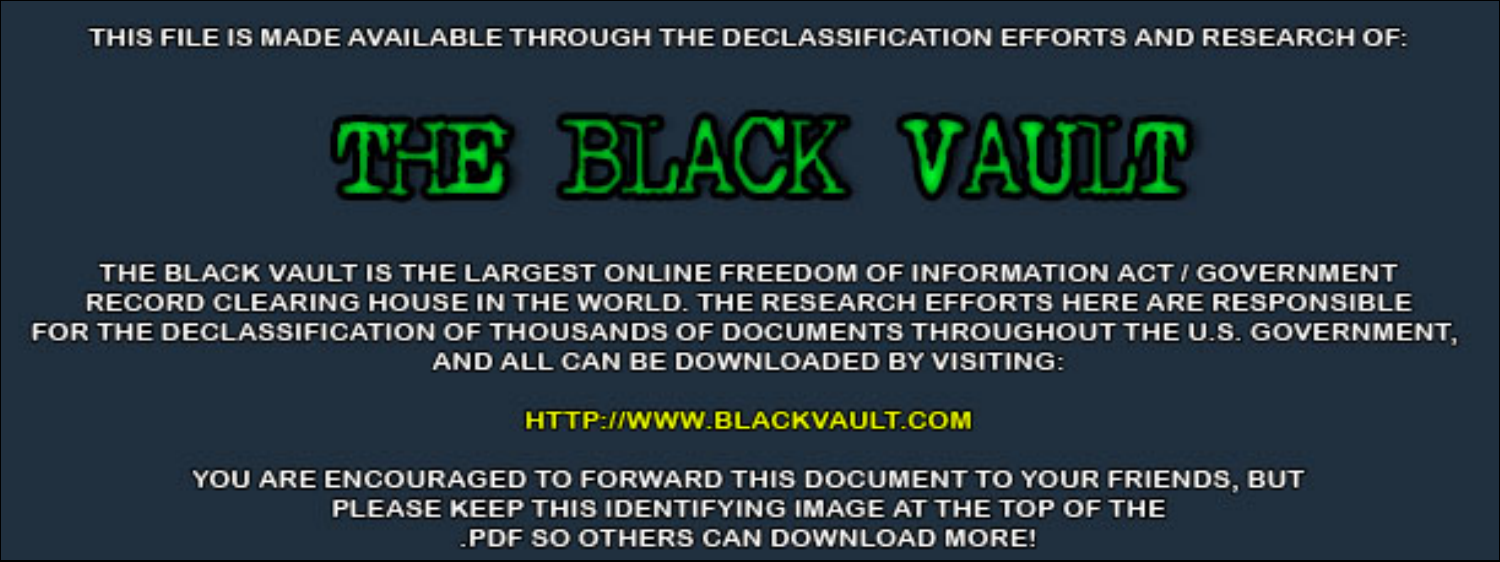THIS FILE IS MADE AVAILABLE THROUGH THE DECLASSIFICATION EFFORTS AND RESEARCH OF:

# THE BLACK VAULT

THE BLACK VAULT IS THE LARGEST ONLINE FREEDOM OF INFORMATION ACT / GOVERNMENT RECORD CLEARING HOUSE IN THE WORLD. THE RESEARCH EFFORTS HERE ARE RESPONSIBLE FOR THE DECLASSIFICATION OF THOUSANDS OF DOCUMENTS THROUGHOUT THE U.S. GOVERNMENT, AND ALL CAN BE DOWNLOADED BY VISITING:

HTTP://WWW.BLACKVAULT.COM

YOU ARE ENCOURAGED TO FORWARD THIS DOCUMENT TO YOUR FRIENDS, BUT PLEASE KEEP THIS IDENTIFYING IMAGE AT THE TOP OF THE .PDF SO OTHERS CAN DOWNLOAD MORE!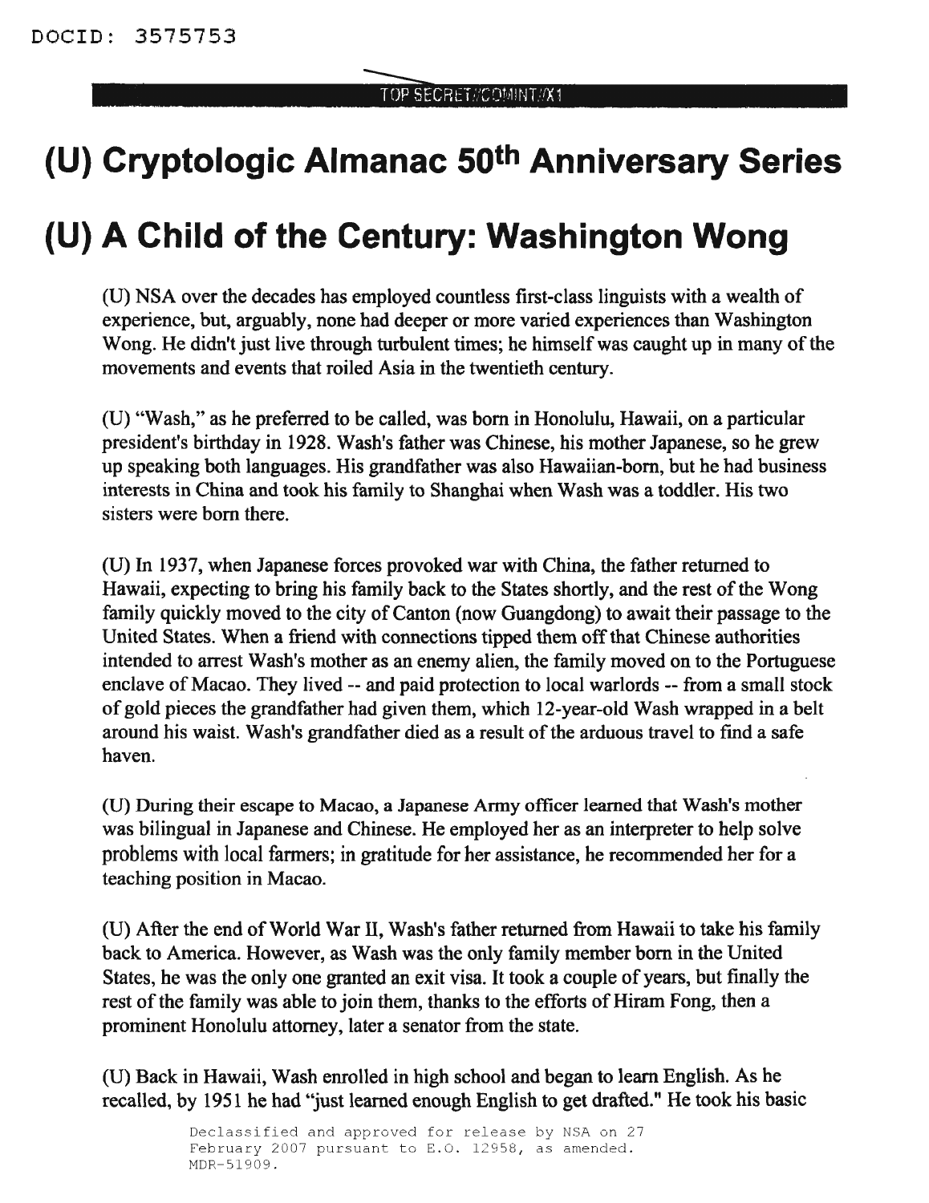DOCID: 3575753

TOP SECRET//COMINT//X1

# (U) Cryptologic Almanac 50th Anniversary Series

# (U) A Child of the Century: Washington Wong

(U) NSA over the decades has employed countless first-class linguists with a wealth of experience, but, arguably, none had deeper or more varied experiences than Washington Wong. He didn't just live through turbulent times; he himself was caught up in many of the movements and events that roiled Asia in the twentieth century.

(U) "Wash," as he preferred to be called, was born in Honolulu, Hawaii, on a particular president's birthday in 1928. Wash's father was Chinese, his mother Japanese, so he grew up speaking both languages. His grandfather was also Hawaiian-born, but he had business interests in China and took his family to Shanghai when Wash was a toddler. His two sisters were born there.

(U) In 1937, when Japanese forces provoked war with China, the father returned to Hawaii, expecting to bring his family back to the States shortly, and the rest of the Wong family quickly moved to the city of Canton (now Guangdong) to await their passage to the United States. When a friend with connections tipped them off that Chinese authorities intended to arrest Wash's mother as an enemy alien, the family moved on to the Portuguese enclave of Macao. They lived -- and paid protection to local warlords -- from a small stock of gold pieces the grandfather had given them, which 12-year-old Wash wrapped in a belt around his waist. Wash's grandfather died as a result of the arduous travel to find a safe haven.

(U) During their escape to Macao, a Japanese Army officer learned that Wash's mother was bilingual in Japanese and Chinese. He employed her as an interpreter to help solve problems with local farmers; in gratitude for her assistance, he recommended her for a teaching position in Macao.

(U) After the end of World War II, Wash's father returned from Hawaii to take his family back to America. However, as Wash was the only family member born in the United States, he was the only one granted an exit visa. It took a couple of years, but finally the rest of the family was able to join them, thanks to the efforts of Hiram Fong, then a prominent Honolulu attorney, later a senator from the state.

(U) Back in Hawaii, Wash enrolled in high school and began to learn English. As he recalled, by 1951 he had "just learned enough English to get drafted." He took his basic

Declassified and approved for release by NSA on 27 February 2007 pursuant to E.O. 12958, as amended. MDR-51909.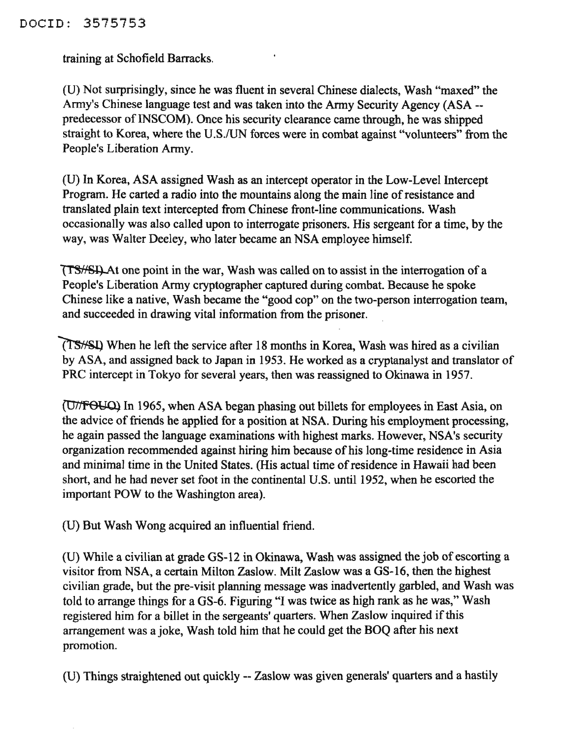DOCID: 3575753

training at Schofield Barracks.

(U) Not surprisingly, since he was fluent in several Chinese dialects, Wash "maxed" the Army's Chinese language test and was taken into the Army Security Agency (ASA -- predecessor of INSCOM). Once his security clearance came through, he was shipped straight to Korea, where the U.S./UN forces were in combat against "volunteers" from the People's Liberation Army.

(U) In Korea, ASA assigned Wash as an intercept operator in the Low-Level Intercept Program. He carted a radio into the mountains along the main line of resistance and translated plain text intercepted from Chinese front-line communications. Wash occasionally was also called upon to interrogate prisoners. His sergeant for a time, by the way, was Walter Deeley, who later became an NSA employee himself.

(TS//SI) At one point in the war, Wash was called on to assist in the interrogation of a People's Liberation Army cryptographer captured during combat. Because he spoke Chinese like a native, Wash became the "good cop" on the two-person interrogation team, and succeeded in drawing vital information from the prisoner.

(TS//SI) When he left the service after 18 months in Korea, Wash was hired as a civilian by ASA, and assigned back to Japan in 1953. He worked as a cryptanalyst and translator of PRC intercept in Tokyo for several years, then was reassigned to Okinawa in 1957.

(U//FOUO) In 1965, when ASA began phasing out billets for employees in East Asia, on the advice of friends he applied for a position at NSA. During his employment processing, he again passed the language examinations with highest marks. However, NSA's security organization recommended against hiring him because of his long-time residence in Asia and minimal time in the United States. (His actual time of residence in Hawaii had been short, and he had never set foot in the continental U.S. until 1952, when he escorted the important POW to the Washington area).

(U) But Wash Wong acquired an influential friend.

(U) While a civilian at grade GS-12 in Okinawa, Wash was assigned the job of escorting a visitor from NSA, a certain Milton Zaslow. Milt Zaslow was a GS-16, then the highest civilian grade, but the pre-visit planning message was inadvertently garbled, and Wash was told to arrange things for a GS-6. Figuring "I was twice as high rank as he was," Wash registered him for a billet in the sergeants' quarters. When Zaslow inquired if this arrangement was a joke, Wash told him that he could get the BOQ after his next promotion.

(U) Things straightened out quickly -- Zaslow was given generals' quarters and a hastily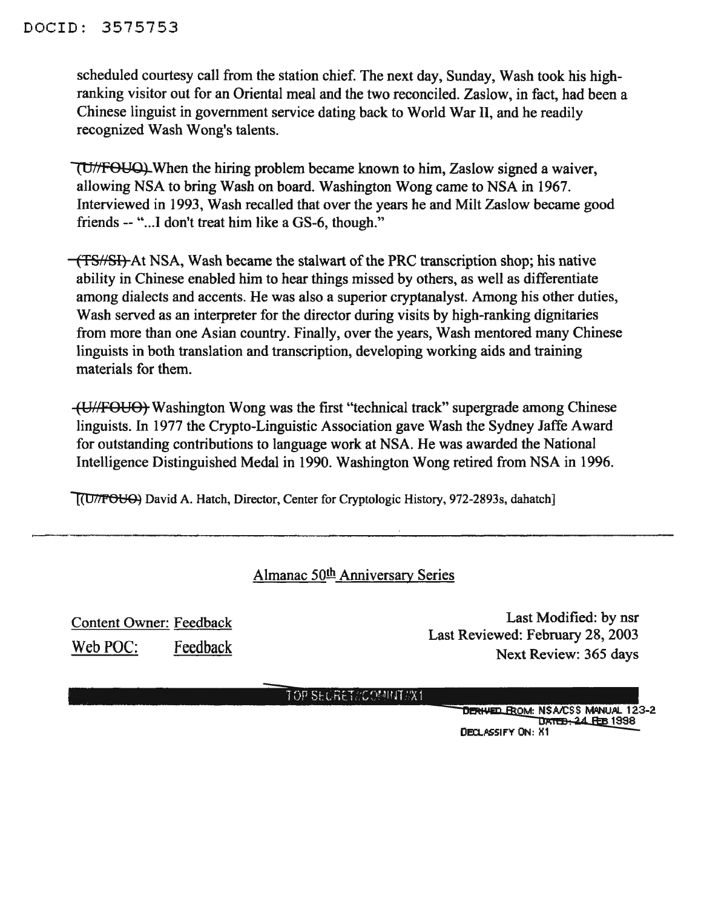scheduled courtesy call from the station chief. The next day, Sunday, Wash took his high-ranking visitor out for an Oriental meal and the two reconciled. Zaslow, in fact, had been a Chinese linguist in government service dating back to World War II, and he readily recognized Wash Wong's talents.

~~(U//FOUO)~~ When the hiring problem became known to him, Zaslow signed a waiver, allowing NSA to bring Wash on board. Washington Wong came to NSA in 1967. Interviewed in 1993, Wash recalled that over the years he and Milt Zaslow became good friends -- "...I don't treat him like a GS-6, though."

~~(TS//SI)~~ At NSA, Wash became the stalwart of the PRC transcription shop; his native ability in Chinese enabled him to hear things missed by others, as well as differentiate among dialects and accents. He was also a superior cryptanalyst. Among his other duties, Wash served as an interpreter for the director during visits by high-ranking dignitaries from more than one Asian country. Finally, over the years, Wash mentored many Chinese linguists in both translation and transcription, developing working aids and training materials for them.

~~(U//FOUO)~~ Washington Wong was the first "technical track" supergrade among Chinese linguists. In 1977 the Crypto-Linguistic Association gave Wash the Sydney Jaffe Award for outstanding contributions to language work at NSA. He was awarded the National Intelligence Distinguished Medal in 1990. Washington Wong retired from NSA in 1996.

[~~(U//FOUO)~~ David A. Hatch, Director, Center for Cryptologic History, 972-2893s, dahatch]

---

Almanac 50th Anniversary Series

Content Owner: Feedback
Web POC: Feedback

Last Modified: by nsr
Last Reviewed: February 28, 2003
Next Review: 365 days

TOP SECRET//COMINT//X1

~~DERIVED FROM: NSA/CSS MANUAL 123-2~~
~~DATED: 24 FEB 1998~~
DECLASSIFY ON: X1